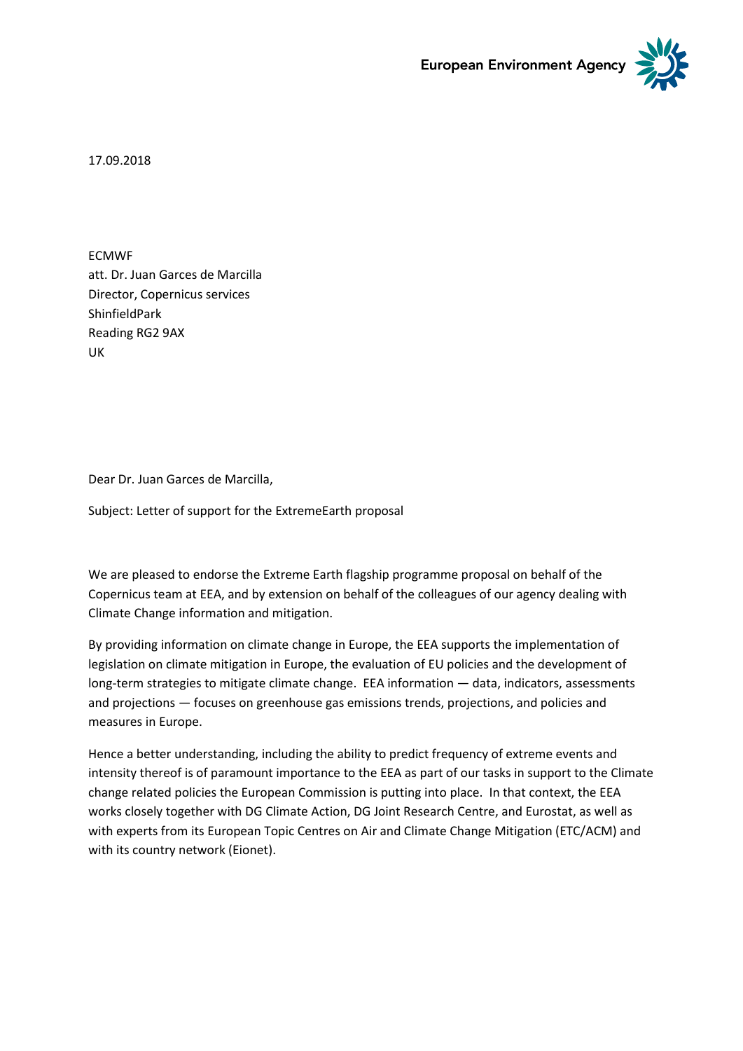European Environment Agency

17.09.2018

ECMWF
att. Dr. Juan Garces de Marcilla
Director, Copernicus services
ShinfieldPark
Reading RG2 9AX
UK

Dear Dr. Juan Garces de Marcilla,

Subject: Letter of support for the ExtremeEarth proposal

We are pleased to endorse the Extreme Earth flagship programme proposal on behalf of the Copernicus team at EEA, and by extension on behalf of the colleagues of our agency dealing with Climate Change information and mitigation.

By providing information on climate change in Europe, the EEA supports the implementation of legislation on climate mitigation in Europe, the evaluation of EU policies and the development of long-term strategies to mitigate climate change. EEA information — data, indicators, assessments and projections — focuses on greenhouse gas emissions trends, projections, and policies and measures in Europe.

Hence a better understanding, including the ability to predict frequency of extreme events and intensity thereof is of paramount importance to the EEA as part of our tasks in support to the Climate change related policies the European Commission is putting into place. In that context, the EEA works closely together with DG Climate Action, DG Joint Research Centre, and Eurostat, as well as with experts from its European Topic Centres on Air and Climate Change Mitigation (ETC/ACM) and with its country network (Eionet).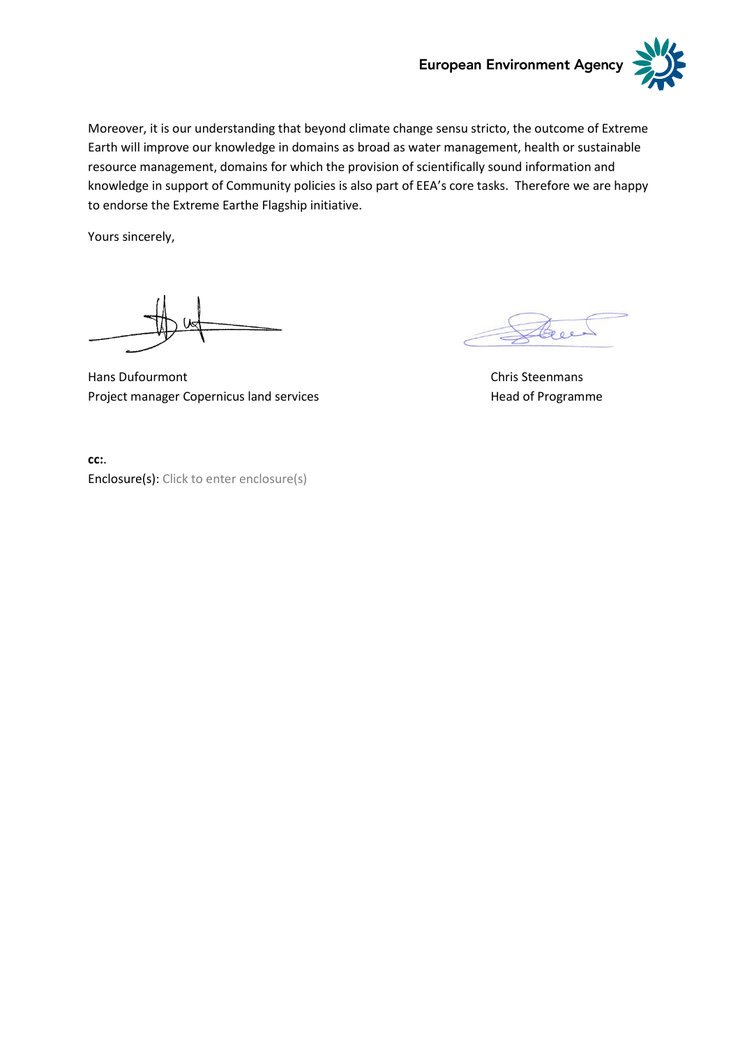Moreover, it is our understanding that beyond climate change sensu stricto, the outcome of Extreme Earth will improve our knowledge in domains as broad as water management, health or sustainable resource management, domains for which the provision of scientifically sound information and knowledge in support of Community policies is also part of EEA's core tasks. Therefore we are happy to endorse the Extreme Earthe Flagship initiative.

Yours sincerely,

Hans Dufourmont
Project manager Copernicus land services

Chris Steenmans
Head of Programme

**cc:**.
Enclosure(s): Click to enter enclosure(s)